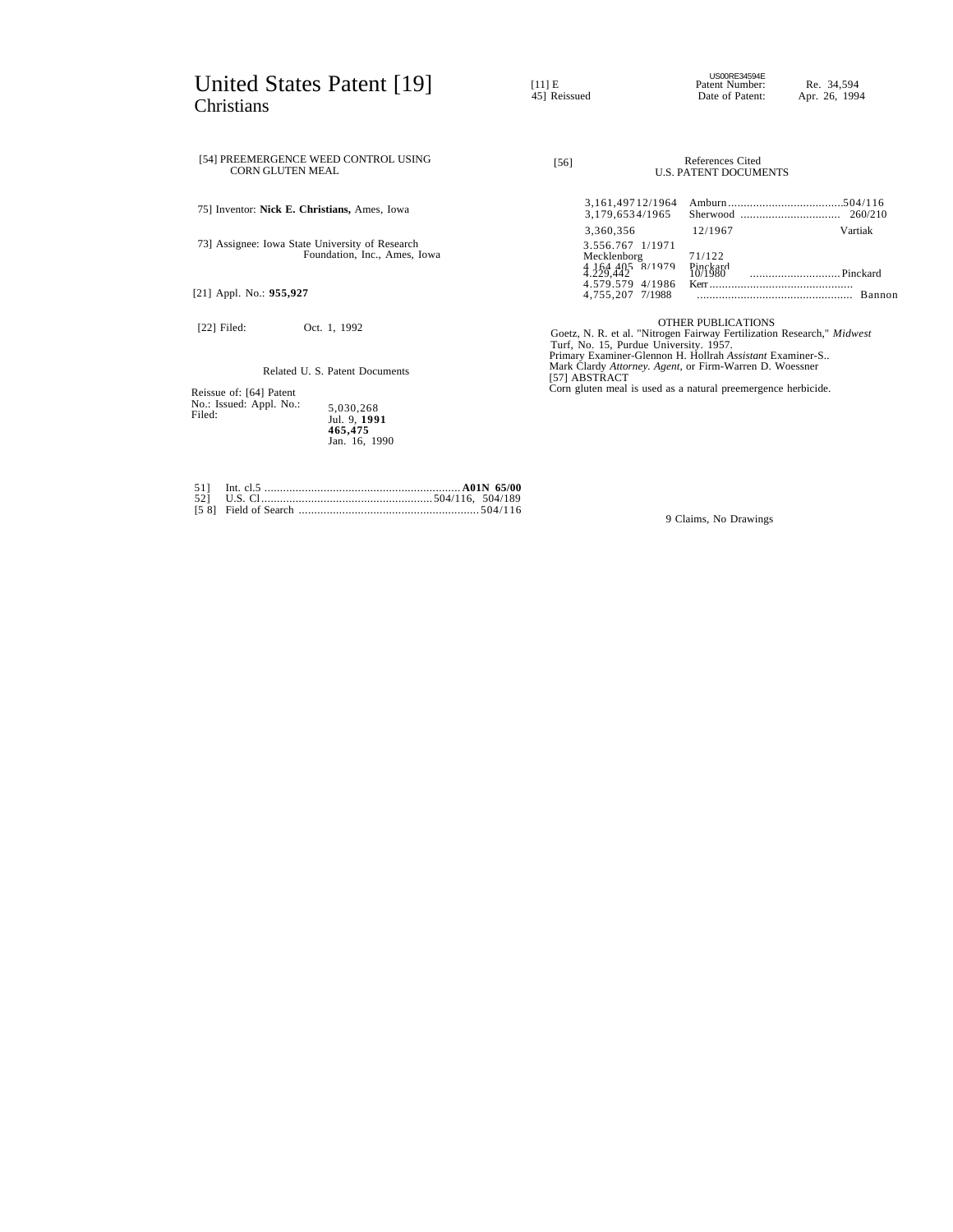# United States Patent [19]

Christians

US00RE34594E

[11] E Patent Number: Re. 34,594

[45] Reissued Date of Patent: Apr. 26, 1994

[54] PREEMERGENCE WEED CONTROL USING CORN GLUTEN MEAL

[75] Inventor: **Nick E. Christians,** Ames, Iowa

[73] Assignee: Iowa State University of Research Foundation, Inc., Ames, Iowa

[21] Appl. No.: **955,927**

[22] Filed: Oct. 1, 1992

Related U. S. Patent Documents

Reissue of: [64] Patent No.: 5,030,268
Issued: Jul. 9, **1991**
Appl. No.: **465,475**
Filed: Jan. 16, 1990

[51] Int. cl.5 .................................................. **A01N 65/00**

[52] U.S. Cl. .................................................. 504/116, 504/189

[58] Field of Search .................................................. 504/116

[56] References Cited

U.S. PATENT DOCUMENTS

| | | | |
|---|---|---|---|
| 3,161,497 | 12/1964 | Amburn | 504/116 |
| 3,179,653 | 4/1965 | Sherwood | 260/210 |
| 3,360,356 | 12/1967 | Vartiak | |
| 3,556,767 | 1/1971 | Mecklenborg | 71/122 |
| 4,164,405 | 8/1979 | Pinckard | |
| 4,229,442 | 10/1980 | Pinckard | |
| 4,579,579 | 4/1986 | Kerr | |
| 4,755,207 | 7/1988 | Bannon | |

OTHER PUBLICATIONS

Goetz, N. R. et al. "Nitrogen Fairway Fertilization Research," *Midwest* Turf, No. 15, Purdue University. 1957.

Primary Examiner-Glennon H. Hollrah *Assistant* Examiner-S.. Mark Clardy *Attorney. Agent,* or Firm-Warren D. Woessner

[57] ABSTRACT

Corn gluten meal is used as a natural preemergence herbicide.

9 Claims, No Drawings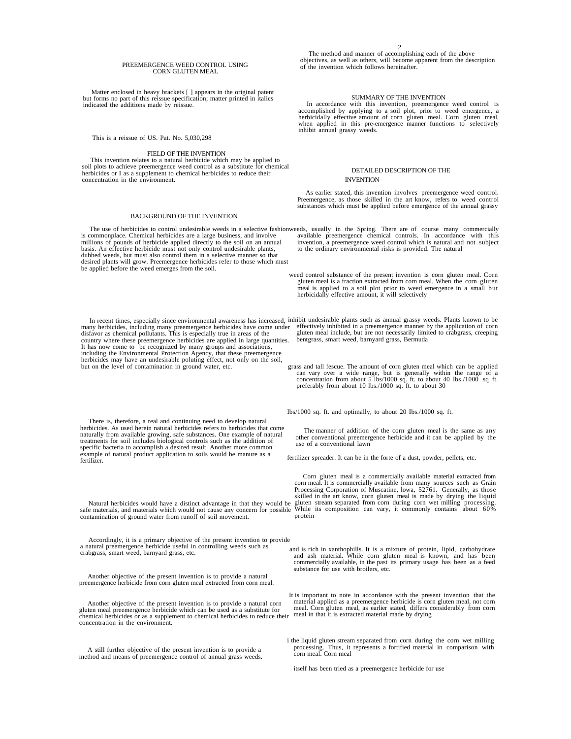# PREEMERGENCE WEED CONTROL USING CORN GLUTEN MEAL

Matter enclosed in heavy brackets [ ] appears in the original patent but forms no part of this reissue specification; matter printed in italics indicated the additions made by reissue.

This is a reissue of US. Pat. No. 5,030,298

## FIELD OF THE INVENTION

This invention relates to a natural herbicide which may be applied to soil plots to achieve preemergence weed control as a substitute for chemical herbicides or I as a supplement to chemical herbicides to reduce their concentration in the environment.

## BACKGROUND OF THE INVENTION

The use of herbicides to control undesirable weeds in a selective fashion is commonplace. Chemical herbicides are a large business, and involve millions of pounds of herbicide applied directly to the soil on an annual basis. An effective herbicide must not only control undesirable plants, dubbed weeds, but must also control them in a selective manner so that desired plants will grow. Preemergence herbicides refer to those which must be applied before the weed emerges from the soil.

In recent times, especially since environmental awareness has increased, many herbicides, including many preemergence herbicides have come under disfavor as chemical pollutants. This is especially true in areas of the country where these preemergence herbicides are applied in large quantities. It has now come to be recognized by many groups and associations, including the Environmental Protection Agency, that these preemergence herbicides may have an undesirable poluting effect, not only on the soil, but on the level of contamination in ground water, etc.

There is, therefore, a real and continuing need to develop natural herbicides. As used herein natural herbicides refers to herbicides that come naturally from available growing, safe substances. One example of natural treatments for soil includes biological controls such as the addition of specific bacteria to accomplish a desired result. Another more common example of natural product application to soils would be manure as a fertilizer.

Natural herbicides would have a distinct advantage in that they would be safe materials, and materials which would not cause any concern for possible contamination of ground water from runoff of soil movement.

Accordingly, it is a primary objective of the present invention to provide a natural preemergence herbicide useful in controlling weeds such as crabgrass, smart weed, barnyard grass, etc.

Another objective of the present invention is to provide a natural preemergence herbicide from corn gluten meal extracted from corn meal.

Another objective of the present invention is to provide a natural corn gluten meal preemergence herbicide which can be used as a substitute for chemical herbicides or as a supplement to chemical herbicides to reduce their concentration in the environment.

A still further objective of the present invention is to provide a method and means of preemergence control of annual grass weeds.

The method and manner of accomplishing each of the above objectives, as well as others, will become apparent from the description of the invention which follows hereinafter.

## SUMMARY OF THE INVENTION

In accordance with this invention, preemergence weed control is accomplished by applying to a soil plot, prior to weed emergence, a herbicidally effective amount of corn gluten meal. Corn gluten meal, when applied in this pre-emergence manner functions to selectively inhibit annual grassy weeds.

## DETAILED DESCRIPTION OF THE INVENTION

As earlier stated, this invention involves preemergence weed control. Preemergence, as those skilled in the art know, refers to weed control substances which must be applied before emergence of the annual grassy weeds, usually in the Spring. There are of course many commercially available preemergence chemical controls. In accordance with this invention, a preemergence weed control which is natural and not subject to the ordinary environmental risks is provided. The natural weed control substance of the present invention is corn gluten meal. Corn gluten meal is a fraction extracted from corn meal. When the corn gluten meal is applied to a soil plot prior to weed emergence in a small but herbicidally effective amount, it will selectively inhibit undesirable plants such as annual grassy weeds. Plants known to be effectively inhibited in a preemergence manner by the application of corn gluten meal include, but are not necessarily limited to crabgrass, creeping bentgrass, smart weed, barnyard grass, Bermuda grass and tall fescue. The amount of corn gluten meal which can be applied can vary over a wide range, but is generally within the range of a concentration from about 5 lbs/1000 sq. ft. to about 40 lbs./1000 sq. ft. preferably from about 10 lbs./1000 sq. ft. to about 30 Ibs/1000 sq. ft. and optimally, to about 20 Ibs./1000 sq. ft.

The manner of addition of the corn gluten meal is the same as any other conventional preemergence herbicide and it can be applied by the use of a conventional lawn fertilizer spreader. It can be in the forte of a dust, powder, pellets, etc.

Corn gluten meal is a commercially available material extracted from corn meal. It is commercially available from many sources such as Grain Processing Corporation of Muscatine, lowa, 52761. Generally, as those skilled in the art know, corn gluten meal is made by drying the liquid gluten stream separated from corn during corn wet milling processing. While its composition can vary, it commonly contains about 60% protein and is rich in xanthophills. It is a mixture of protein, lipid, carbohydrate and ash material. While corn gluten meal is known, and has been commercially available, in the past its primary usage has been as a feed substance for use with broilers, etc.

It is important to note in accordance with the present invention that the material applied as a preemergence herbicide is corn gluten meal, not corn meal. Corn gluten meal, as earlier stated, differs considerably from corn meal in that it is extracted material made by drying i the liquid gluten stream separated from corn during the corn wet milling processing. Thus, it represents a fortified material in comparison with corn meal. Corn meal itself has been tried as a preemergence herbicide for use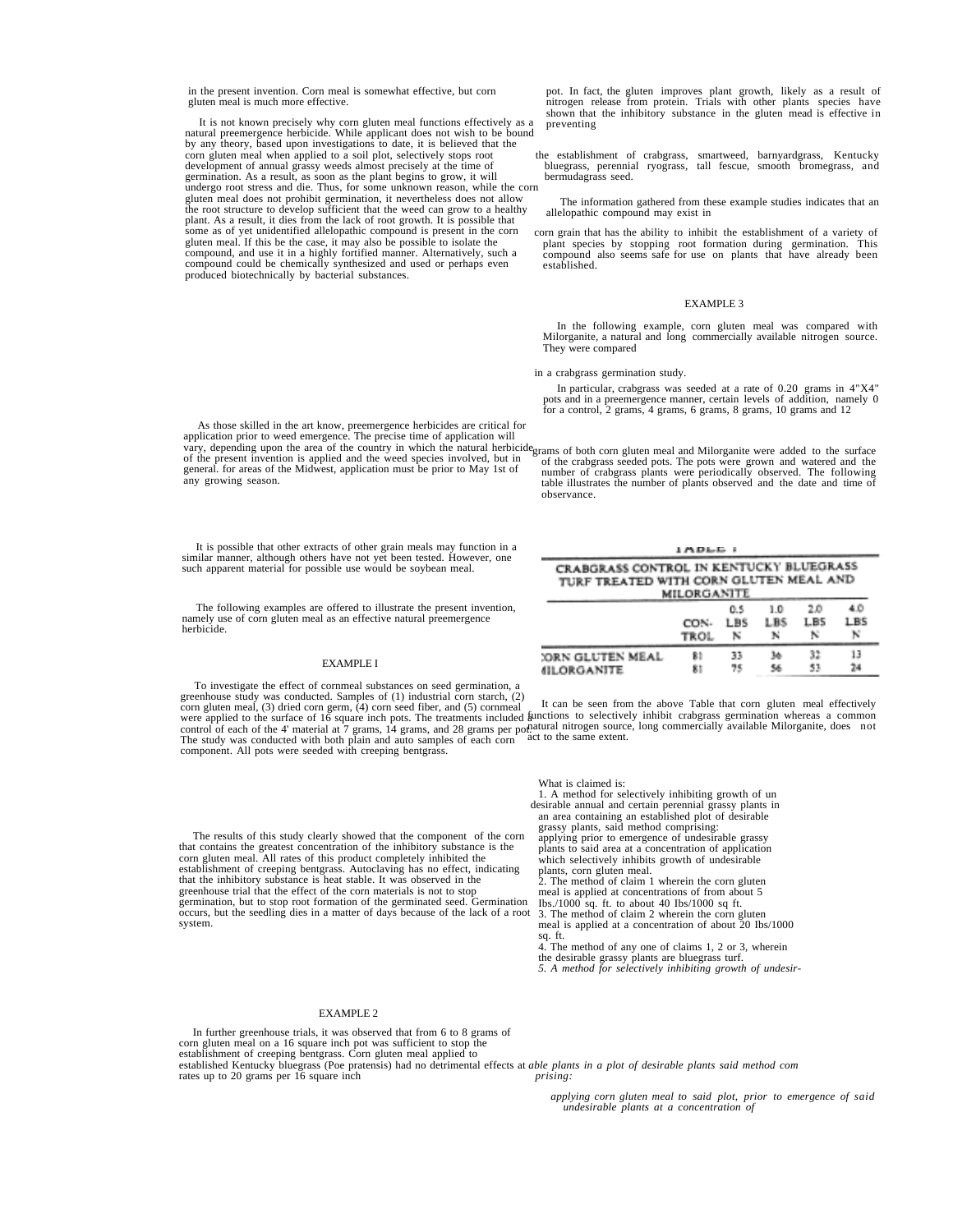in the present invention. Corn meal is somewhat effective, but corn gluten meal is much more effective.

It is not known precisely why corn gluten meal functions effectively as a natural preemergence herbicide. While applicant does not wish to be bound by any theory, based upon investigations to date, it is believed that the corn gluten meal when applied to a soil plot, selectively stops root development of annual grassy weeds almost precisely at the time of germination. As a result, as soon as the plant begins to grow, it will undergo root stress and die. Thus, for some unknown reason, while the corn gluten meal does not prohibit germination, it nevertheless does not allow the root structure to develop sufficient that the weed can grow to a healthy plant. As a result, it dies from the lack of root growth. It is possible that some as of yet unidentified allelopathic compound is present in the corn gluten meal. If this be the case, it may also be possible to isolate the compound, and use it in a highly fortified manner. Alternatively, such a compound could be chemically synthesized and used or perhaps even produced biotechnically by bacterial substances.

As those skilled in the art know, preemergence herbicides are critical for application prior to weed emergence. The precise time of application will vary, depending upon the area of the country in which the natural herbicide of the present invention is applied and the weed species involved, but in general. for areas of the Midwest, application must be prior to May 1st of any growing season.

It is possible that other extracts of other grain meals may function in a similar manner, although others have not yet been tested. However, one such apparent material for possible use would be soybean meal.

The following examples are offered to illustrate the present invention, namely use of corn gluten meal as an effective natural preemergence herbicide.

## EXAMPLE I

To investigate the effect of cornmeal substances on seed germination, a greenhouse study was conducted. Samples of (1) industrial corn starch, (2) corn gluten meal, (3) dried corn germ, (4) corn seed fiber, and (5) cornmeal were applied to the surface of 16 square inch pots. The treatments included a control of each of the 4' material at 7 grams, 14 grams, and 28 grams per pot. The study was conducted with both plain and auto samples of each corn component. All pots were seeded with creeping bentgrass.

The results of this study clearly showed that the component of the corn that contains the greatest concentration of the inhibitory substance is the corn gluten meal. All rates of this product completely inhibited the establishment of creeping bentgrass. Autoclaving has no effect, indicating that the inhibitory substance is heat stable. It was observed in the greenhouse trial that the effect of the corn materials is not to stop germination, but to stop root formation of the germinated seed. Germination occurs, but the seedling dies in a matter of days because of the lack of a root system.

## EXAMPLE 2

In further greenhouse trials, it was observed that from 6 to 8 grams of corn gluten meal on a 16 square inch pot was sufficient to stop the establishment of creeping bentgrass. Corn gluten meal applied to established Kentucky bluegrass (Poe pratensis) had no detrimental effects at rates up to 20 grams per 16 square inch pot. In fact, the gluten improves plant growth, likely as a result of nitrogen release from protein. Trials with other plants species have shown that the inhibitory substance in the gluten mead is effective in preventing the establishment of crabgrass, smartweed, barnyardgrass, Kentucky bluegrass, perennial ryograss, tall fescue, smooth bromegrass, and bermudagrass seed.

The information gathered from these example studies indicates that an allelopathic compound may exist in corn grain that has the ability to inhibit the establishment of a variety of plant species by stopping root formation during germination. This compound also seems safe for use on plants that have already been established.

## EXAMPLE 3

In the following example, corn gluten meal was compared with Milorganite, a natural and long commercially available nitrogen source. They were compared in a crabgrass germination study.

In particular, crabgrass was seeded at a rate of 0.20 grams in 4"X4" pots and in a preemergence manner, certain levels of addition, namely 0 for a control, 2 grams, 4 grams, 6 grams, 8 grams, 10 grams and 12 grams of both corn gluten meal and Milorganite were added to the surface of the crabgrass seeded pots. The pots were grown and watered and the number of crabgrass plants were periodically observed. The following table illustrates the number of plants observed and the date and time of observance.

TABLE I

CRABGRASS CONTROL IN KENTUCKY BLUEGRASS TURF TREATED WITH CORN GLUTEN MEAL AND MILORGANITE

| | CONTROL | 0.5 LBS N | 1.0 LBS N | 2.0 LBS N | 4.0 LBS N |
|---|---|---|---|---|---|
| CORN GLUTEN MEAL | 81 | 33 | 36 | 32 | 13 |
| MILORGANITE | 81 | 75 | 56 | 53 | 24 |

It can be seen from the above Table that corn gluten meal effectively functions to selectively inhibit crabgrass germination whereas a common natural nitrogen source, long commercially available Milorganite, does not act to the same extent.

What is claimed is:

1. A method for selectively inhibiting growth of undesirable annual and certain perennial grassy plants in an area containing an established plot of desirable grassy plants, said method comprising: applying prior to emergence of undesirable grassy plants to said area at a concentration of application which selectively inhibits growth of undesirable plants, corn gluten meal.
2. The method of claim 1 wherein the corn gluten meal is applied at concentrations of from about 5 Ibs./1000 sq. ft. to about 40 Ibs/1000 sq ft.
3. The method of claim 2 wherein the corn gluten meal is applied at a concentration of about 20 Ibs/1000 sq. ft.
4. The method of any one of claims 1, 2 or 3, wherein the desirable grassy plants are bluegrass turf.
5. *A method for selectively inhibiting growth of undesirable plants in a plot of desirable plants said method comprising:*

*applying corn gluten meal to said plot, prior to emergence of said undesirable plants at a concentration of*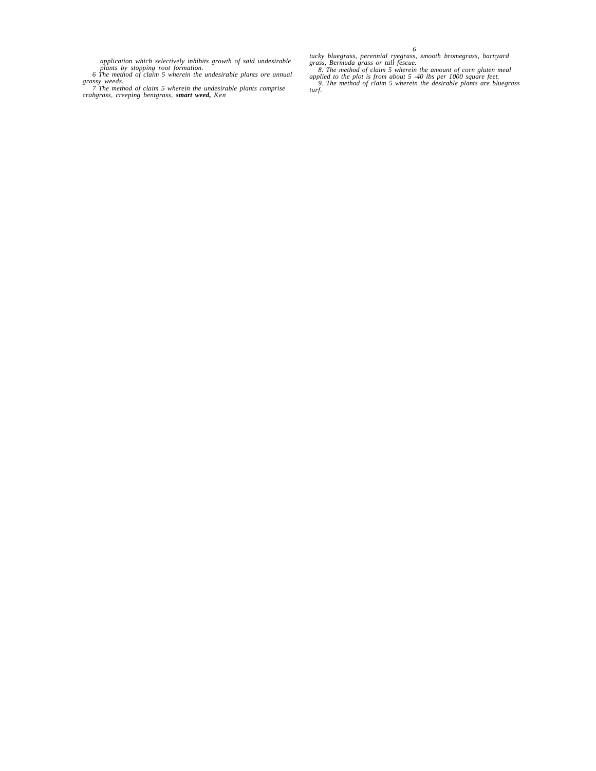*application which selectively inhibits growth of said undesirable plants by stopping root formation.*

*6 The method of claim 5 wherein the undesirable plants ore annual grassy weeds.*

*7 The method of claim 5 wherein the undesirable plants comprise crabgrass, creeping bentgrass,* ***smart weed,*** *Kentucky bluegrass, perennial ryegrass, smooth bromegrass, barnyard grass, Bermuda grass or tall fescue.*

*8. The method of claim 5 wherein the amount of corn gluten meal applied to the plot is from about 5 -40 lbs per 1000 square feet.*

*9. The method of claim 5 wherein the desirable plants are bluegrass turf.*